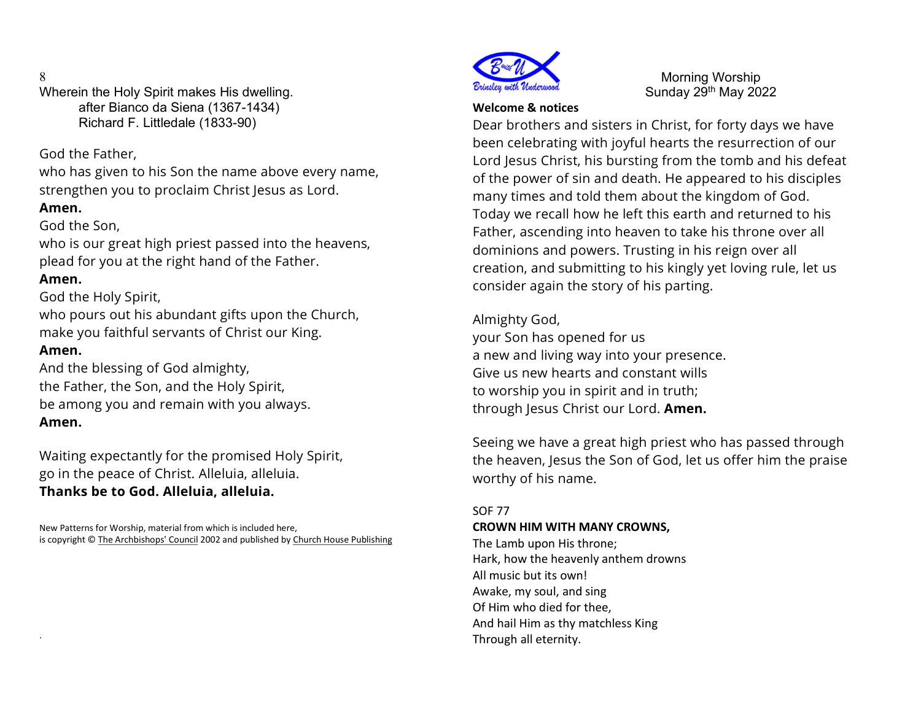Wherein the Holy Spirit makes His dwelling.

after Bianco da Siena (1367-1434)
Richard F. Littledale (1833-90)

God the Father,
who has given to his Son the name above every name,
strengthen you to proclaim Christ Jesus as Lord.
**Amen.**
God the Son,
who is our great high priest passed into the heavens,
plead for you at the right hand of the Father.
**Amen.**
God the Holy Spirit,
who pours out his abundant gifts upon the Church,
make you faithful servants of Christ our King.
**Amen.**
And the blessing of God almighty,
the Father, the Son, and the Holy Spirit,
be among you and remain with you always.
**Amen.**

Waiting expectantly for the promised Holy Spirit,
go in the peace of Christ. Alleluia, alleluia.
**Thanks be to God. Alleluia, alleluia.**

New Patterns for Worship, material from which is included here,
is copyright © The Archbishops' Council 2002 and published by Church House Publishing

Brinsley with Underwood

Morning Worship
Sunday 29th May 2022

**Welcome & notices**

Dear brothers and sisters in Christ, for forty days we have been celebrating with joyful hearts the resurrection of our Lord Jesus Christ, his bursting from the tomb and his defeat of the power of sin and death. He appeared to his disciples many times and told them about the kingdom of God. Today we recall how he left this earth and returned to his Father, ascending into heaven to take his throne over all dominions and powers. Trusting in his reign over all creation, and submitting to his kingly yet loving rule, let us consider again the story of his parting.

Almighty God,
your Son has opened for us
a new and living way into your presence.
Give us new hearts and constant wills
to worship you in spirit and in truth;
through Jesus Christ our Lord. **Amen.**

Seeing we have a great high priest who has passed through the heaven, Jesus the Son of God, let us offer him the praise worthy of his name.

SOF 77
**CROWN HIM WITH MANY CROWNS,**
The Lamb upon His throne;
Hark, how the heavenly anthem drowns
All music but its own!
Awake, my soul, and sing
Of Him who died for thee,
And hail Him as thy matchless King
Through all eternity.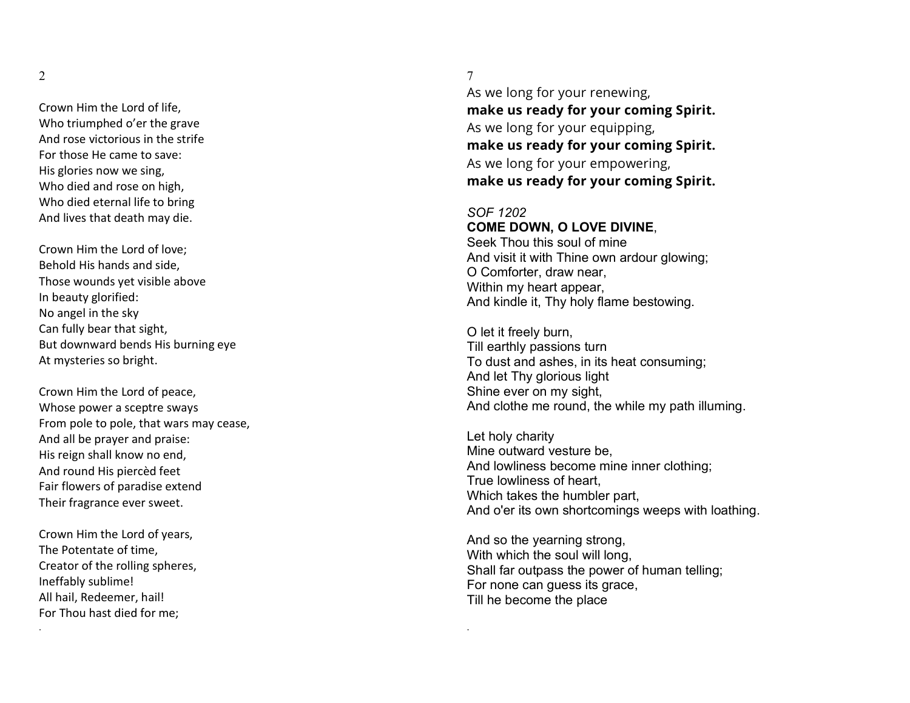Crown Him the Lord of life,  
Who triumphed o'er the grave  
And rose victorious in the strife  
For those He came to save:  
His glories now we sing,  
Who died and rose on high,  
Who died eternal life to bring  
And lives that death may die.

Crown Him the Lord of love;  
Behold His hands and side,  
Those wounds yet visible above  
In beauty glorified:  
No angel in the sky  
Can fully bear that sight,  
But downward bends His burning eye  
At mysteries so bright.

Crown Him the Lord of peace,  
Whose power a sceptre sways  
From pole to pole, that wars may cease,  
And all be prayer and praise:  
His reign shall know no end,  
And round His piercèd feet  
Fair flowers of paradise extend  
Their fragrance ever sweet.

Crown Him the Lord of years,  
The Potentate of time,  
Creator of the rolling spheres,  
Ineffably sublime!  
All hail, Redeemer, hail!  
For Thou hast died for me;

As we long for your renewing,  
**make us ready for your coming Spirit.**  
As we long for your equipping,  
**make us ready for your coming Spirit.**  
As we long for your empowering,  
**make us ready for your coming Spirit.**

*SOF 1202*  
**COME DOWN, O LOVE DIVINE**,  
Seek Thou this soul of mine  
And visit it with Thine own ardour glowing;  
O Comforter, draw near,  
Within my heart appear,  
And kindle it, Thy holy flame bestowing.

O let it freely burn,  
Till earthly passions turn  
To dust and ashes, in its heat consuming;  
And let Thy glorious light  
Shine ever on my sight,  
And clothe me round, the while my path illuming.

Let holy charity  
Mine outward vesture be,  
And lowliness become mine inner clothing;  
True lowliness of heart,  
Which takes the humbler part,  
And o'er its own shortcomings weeps with loathing.

And so the yearning strong,  
With which the soul will long,  
Shall far outpass the power of human telling;  
For none can guess its grace,  
Till he become the place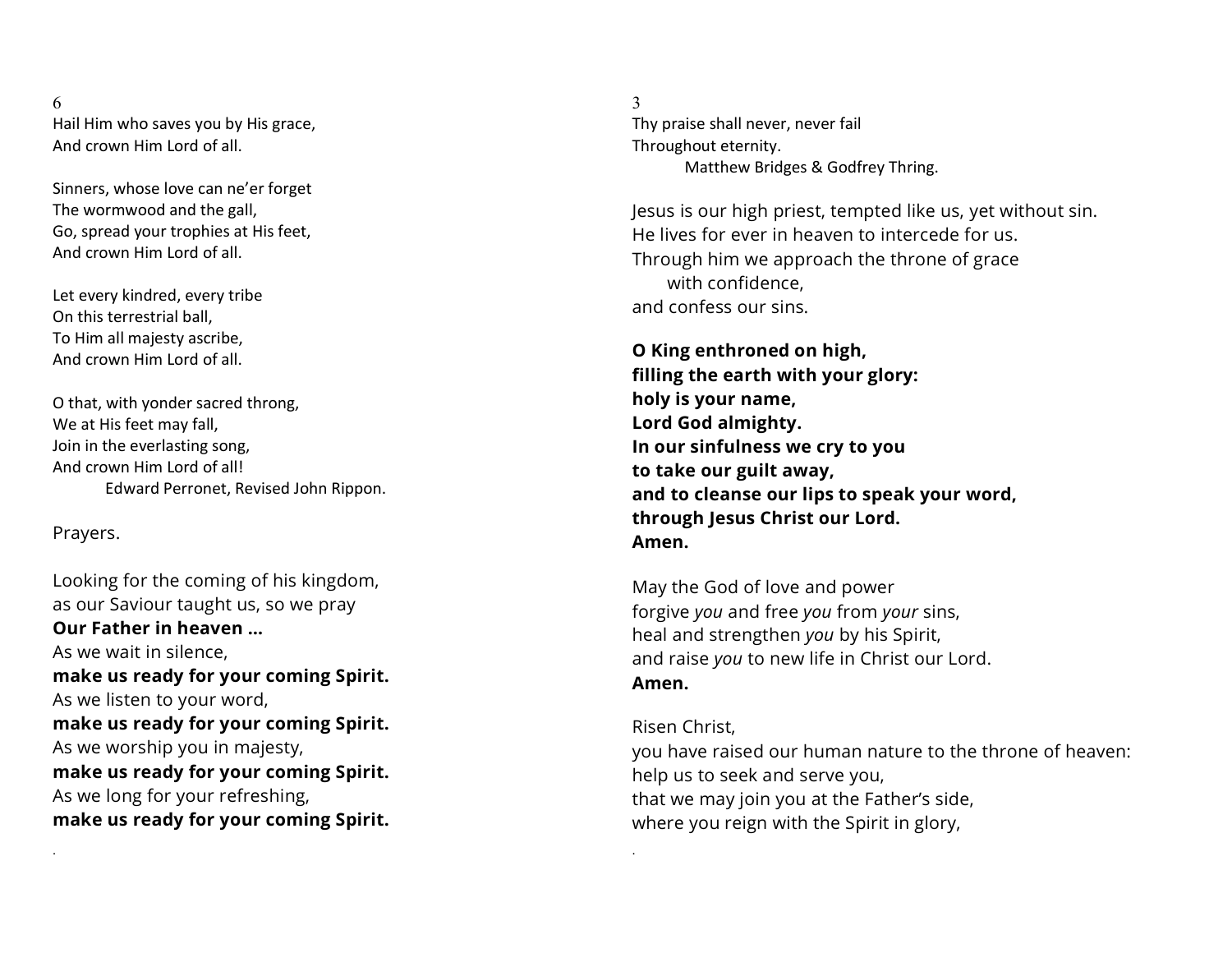6
Hail Him who saves you by His grace,
And crown Him Lord of all.

Sinners, whose love can ne'er forget
The wormwood and the gall,
Go, spread your trophies at His feet,
And crown Him Lord of all.

Let every kindred, every tribe
On this terrestrial ball,
To Him all majesty ascribe,
And crown Him Lord of all.

O that, with yonder sacred throng,
We at His feet may fall,
Join in the everlasting song,
And crown Him Lord of all!
Edward Perronet, Revised John Rippon.

Prayers.

Looking for the coming of his kingdom,
as our Saviour taught us, so we pray
**Our Father in heaven …**
As we wait in silence,
**make us ready for your coming Spirit.**
As we listen to your word,
**make us ready for your coming Spirit.**
As we worship you in majesty,
**make us ready for your coming Spirit.**
As we long for your refreshing,
**make us ready for your coming Spirit.**

3
Thy praise shall never, never fail
Throughout eternity.
Matthew Bridges & Godfrey Thring.

Jesus is our high priest, tempted like us, yet without sin.
He lives for ever in heaven to intercede for us.
Through him we approach the throne of grace
with confidence,
and confess our sins.

**O King enthroned on high,**
**filling the earth with your glory:**
**holy is your name,**
**Lord God almighty.**
**In our sinfulness we cry to you**
**to take our guilt away,**
**and to cleanse our lips to speak your word,**
**through Jesus Christ our Lord.**
**Amen.**

May the God of love and power
forgive *you* and free *you* from *your* sins,
heal and strengthen *you* by his Spirit,
and raise *you* to new life in Christ our Lord.
**Amen.**

Risen Christ,
you have raised our human nature to the throne of heaven:
help us to seek and serve you,
that we may join you at the Father's side,
where you reign with the Spirit in glory,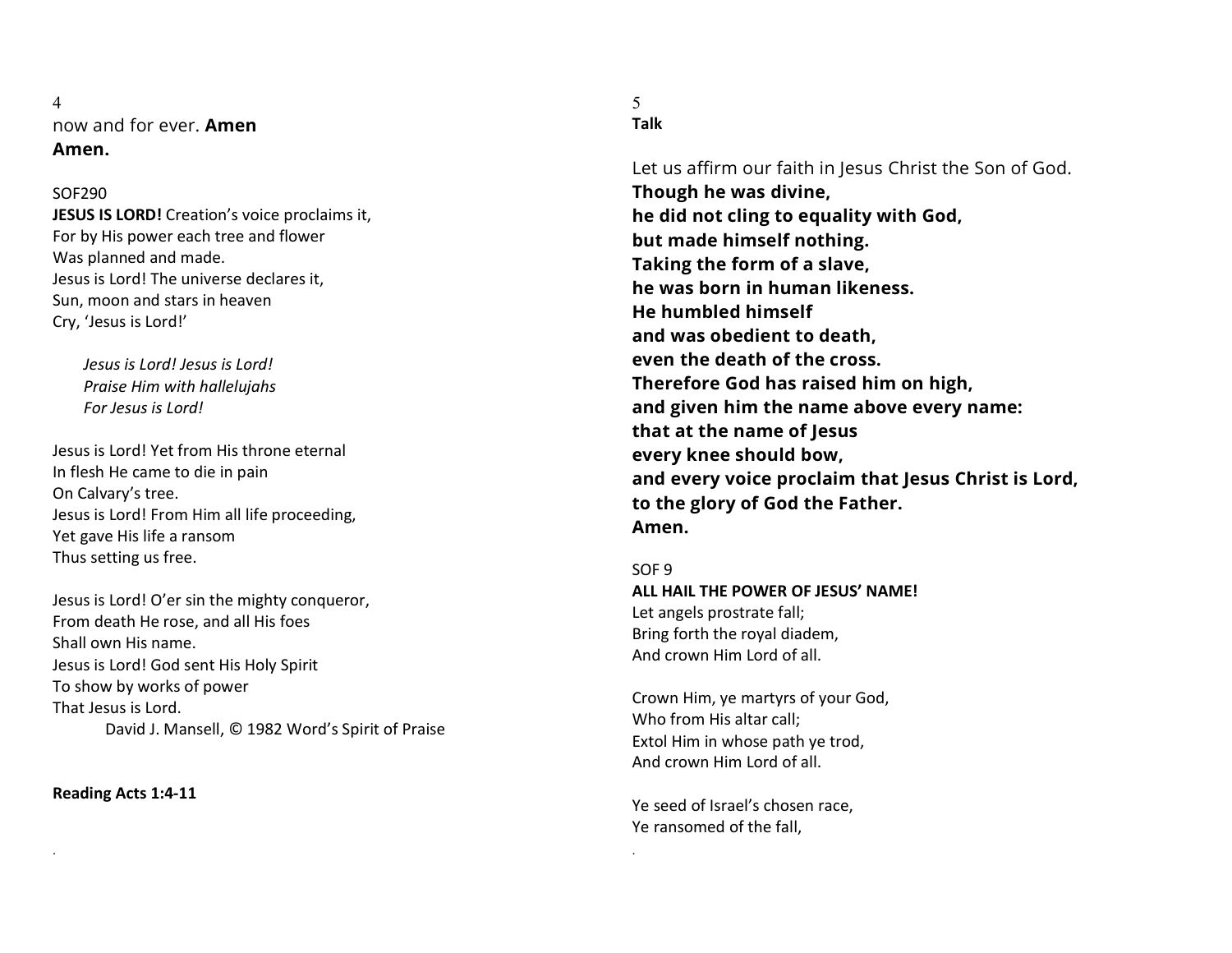now and for ever. **Amen**
**Amen.**

SOF290
**JESUS IS LORD!** Creation's voice proclaims it,
For by His power each tree and flower
Was planned and made.
Jesus is Lord! The universe declares it,
Sun, moon and stars in heaven
Cry, 'Jesus is Lord!'

*Jesus is Lord! Jesus is Lord!*
*Praise Him with hallelujahs*
*For Jesus is Lord!*

Jesus is Lord! Yet from His throne eternal
In flesh He came to die in pain
On Calvary's tree.
Jesus is Lord! From Him all life proceeding,
Yet gave His life a ransom
Thus setting us free.

Jesus is Lord! O'er sin the mighty conqueror,
From death He rose, and all His foes
Shall own His name.
Jesus is Lord! God sent His Holy Spirit
To show by works of power
That Jesus is Lord.
David J. Mansell, © 1982 Word's Spirit of Praise

**Reading Acts 1:4-11**

**Talk**

Let us affirm our faith in Jesus Christ the Son of God.
**Though he was divine,**
**he did not cling to equality with God,**
**but made himself nothing.**
**Taking the form of a slave,**
**he was born in human likeness.**
**He humbled himself**
**and was obedient to death,**
**even the death of the cross.**
**Therefore God has raised him on high,**
**and given him the name above every name:**
**that at the name of Jesus**
**every knee should bow,**
**and every voice proclaim that Jesus Christ is Lord,**
**to the glory of God the Father.**
**Amen.**

SOF 9
**ALL HAIL THE POWER OF JESUS' NAME!**
Let angels prostrate fall;
Bring forth the royal diadem,
And crown Him Lord of all.

Crown Him, ye martyrs of your God,
Who from His altar call;
Extol Him in whose path ye trod,
And crown Him Lord of all.

Ye seed of Israel's chosen race,
Ye ransomed of the fall,